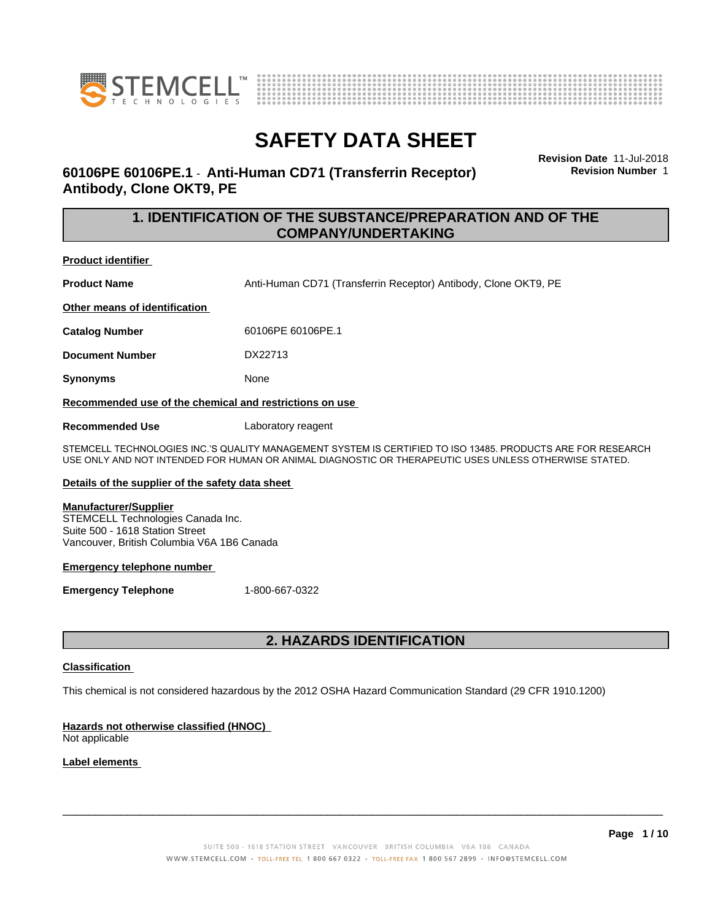# SAFETY DATA SHEET

**60106PE 60106PE.1 - Anti-Human CD71 (Transferrin Receptor) Antibody, Clone OKT9, PE**

**Revision Date** 11-Jul-2018
**Revision Number** 1

## 1. IDENTIFICATION OF THE SUBSTANCE/PREPARATION AND OF THE COMPANY/UNDERTAKING

**Product identifier**

**Product Name** Anti-Human CD71 (Transferrin Receptor) Antibody, Clone OKT9, PE

**Other means of identification**

**Catalog Number** 60106PE 60106PE.1

**Document Number** DX22713

**Synonyms** None

**Recommended use of the chemical and restrictions on use**

**Recommended Use** Laboratory reagent

STEMCELL TECHNOLOGIES INC.'S QUALITY MANAGEMENT SYSTEM IS CERTIFIED TO ISO 13485. PRODUCTS ARE FOR RESEARCH USE ONLY AND NOT INTENDED FOR HUMAN OR ANIMAL DIAGNOSTIC OR THERAPEUTIC USES UNLESS OTHERWISE STATED.

**Details of the supplier of the safety data sheet**

**Manufacturer/Supplier**
STEMCELL Technologies Canada Inc.
Suite 500 - 1618 Station Street
Vancouver, British Columbia V6A 1B6 Canada

**Emergency telephone number**

**Emergency Telephone** 1-800-667-0322

## 2. HAZARDS IDENTIFICATION

**Classification**

This chemical is not considered hazardous by the 2012 OSHA Hazard Communication Standard (29 CFR 1910.1200)

**Hazards not otherwise classified (HNOC)**
Not applicable

**Label elements**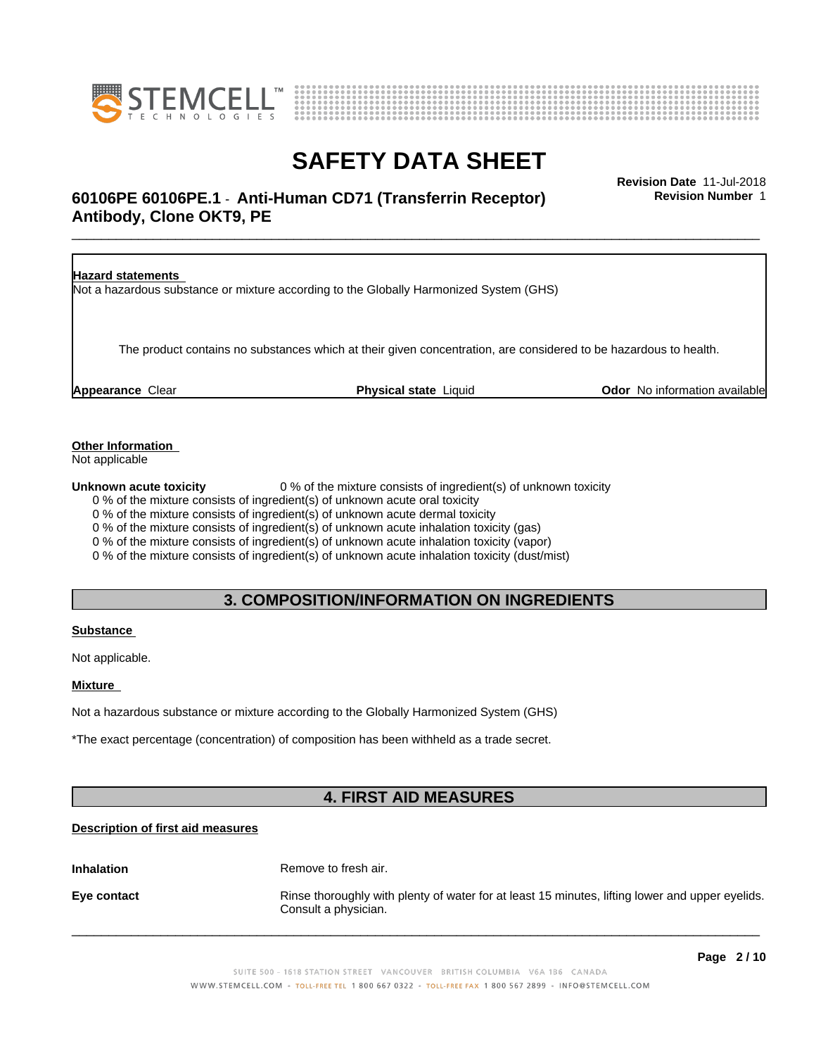**Hazard statements**

Not a hazardous substance or mixture according to the Globally Harmonized System (GHS)

The product contains no substances which at their given concentration, are considered to be hazardous to health.

**Appearance** Clear **Physical state** Liquid **Odor** No information available

**Other Information**

Not applicable

**Unknown acute toxicity** 0 % of the mixture consists of ingredient(s) of unknown toxicity

0 % of the mixture consists of ingredient(s) of unknown acute oral toxicity
0 % of the mixture consists of ingredient(s) of unknown acute dermal toxicity
0 % of the mixture consists of ingredient(s) of unknown acute inhalation toxicity (gas)
0 % of the mixture consists of ingredient(s) of unknown acute inhalation toxicity (vapor)
0 % of the mixture consists of ingredient(s) of unknown acute inhalation toxicity (dust/mist)

## 3. COMPOSITION/INFORMATION ON INGREDIENTS

**Substance**

Not applicable.

**Mixture**

Not a hazardous substance or mixture according to the Globally Harmonized System (GHS)

*The exact percentage (concentration) of composition has been withheld as a trade secret.

## 4. FIRST AID MEASURES

**Description of first aid measures**

**Inhalation** Remove to fresh air.

**Eye contact** Rinse thoroughly with plenty of water for at least 15 minutes, lifting lower and upper eyelids. Consult a physician.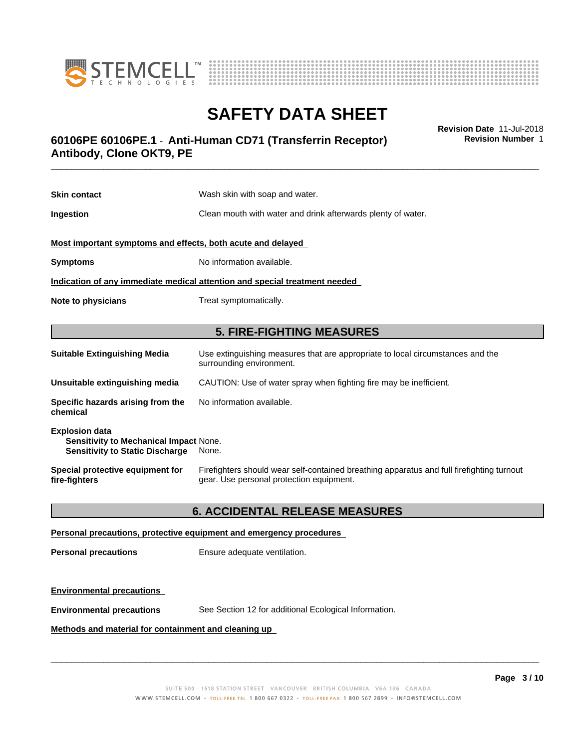**Skin contact** Wash skin with soap and water.

**Ingestion** Clean mouth with water and drink afterwards plenty of water.

**Most important symptoms and effects, both acute and delayed**

**Symptoms** No information available.

**Indication of any immediate medical attention and special treatment needed**

**Note to physicians** Treat symptomatically.

## 5. FIRE-FIGHTING MEASURES

**Suitable Extinguishing Media** Use extinguishing measures that are appropriate to local circumstances and the surrounding environment.

**Unsuitable extinguishing media** CAUTION: Use of water spray when fighting fire may be inefficient.

**Specific hazards arising from the chemical** No information available.

**Explosion data**
**Sensitivity to Mechanical Impact** None.
**Sensitivity to Static Discharge** None.

**Special protective equipment for fire-fighters** Firefighters should wear self-contained breathing apparatus and full firefighting turnout gear. Use personal protection equipment.

## 6. ACCIDENTAL RELEASE MEASURES

**Personal precautions, protective equipment and emergency procedures**

**Personal precautions** Ensure adequate ventilation.

**Environmental precautions**

**Environmental precautions** See Section 12 for additional Ecological Information.

**Methods and material for containment and cleaning up**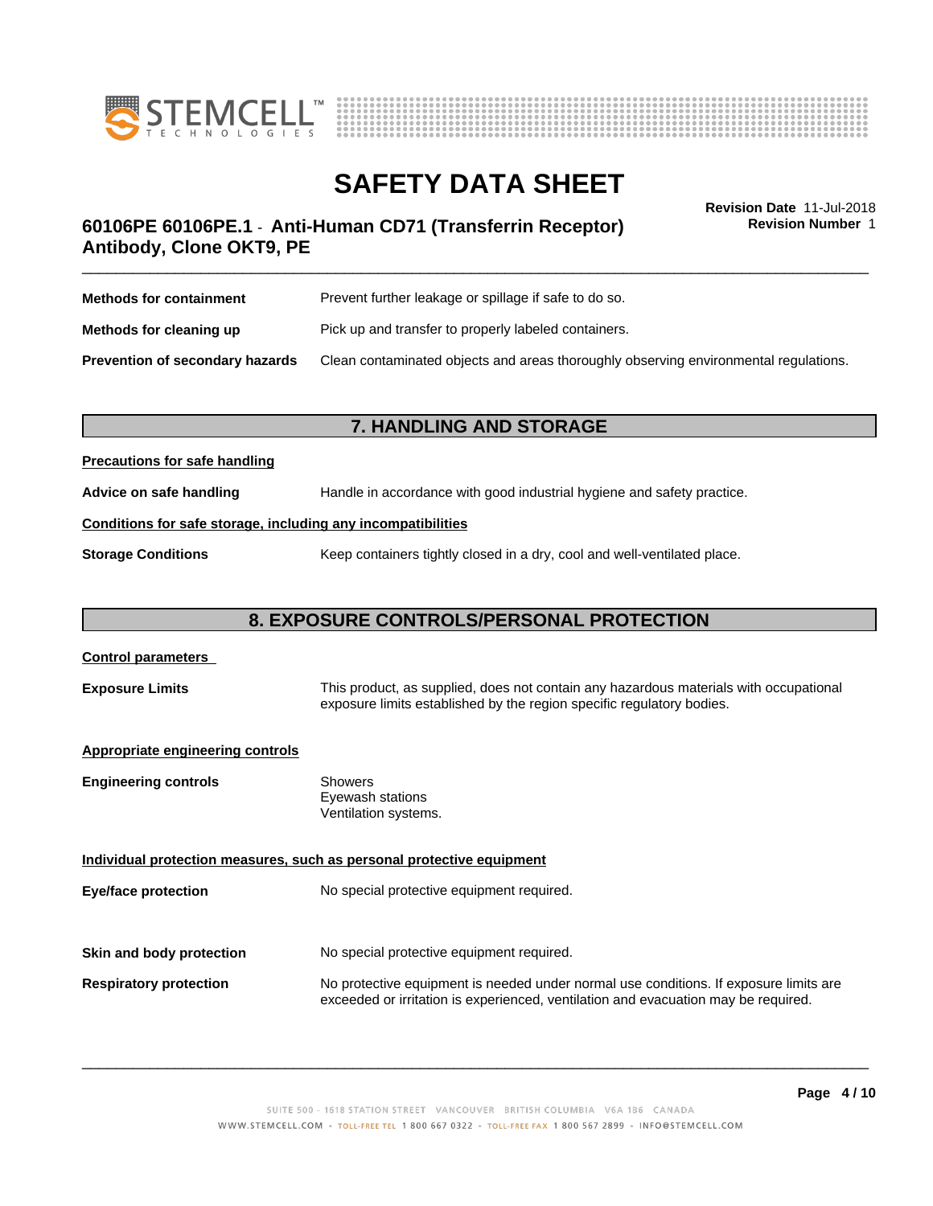| | |
|---|---|
| **Methods for containment** | Prevent further leakage or spillage if safe to do so. |
| **Methods for cleaning up** | Pick up and transfer to properly labeled containers. |
| **Prevention of secondary hazards** | Clean contaminated objects and areas thoroughly observing environmental regulations. |

## 7. HANDLING AND STORAGE

**Precautions for safe handling**

| | |
|---|---|
| **Advice on safe handling** | Handle in accordance with good industrial hygiene and safety practice. |

**Conditions for safe storage, including any incompatibilities**

| | |
|---|---|
| **Storage Conditions** | Keep containers tightly closed in a dry, cool and well-ventilated place. |

## 8. EXPOSURE CONTROLS/PERSONAL PROTECTION

**Control parameters**

| | |
|---|---|
| **Exposure Limits** | This product, as supplied, does not contain any hazardous materials with occupational exposure limits established by the region specific regulatory bodies. |

**Appropriate engineering controls**

| | |
|---|---|
| **Engineering controls** | Showers<br>Eyewash stations<br>Ventilation systems. |

**Individual protection measures, such as personal protective equipment**

| | |
|---|---|
| **Eye/face protection** | No special protective equipment required. |
| **Skin and body protection** | No special protective equipment required. |
| **Respiratory protection** | No protective equipment is needed under normal use conditions. If exposure limits are exceeded or irritation is experienced, ventilation and evacuation may be required. |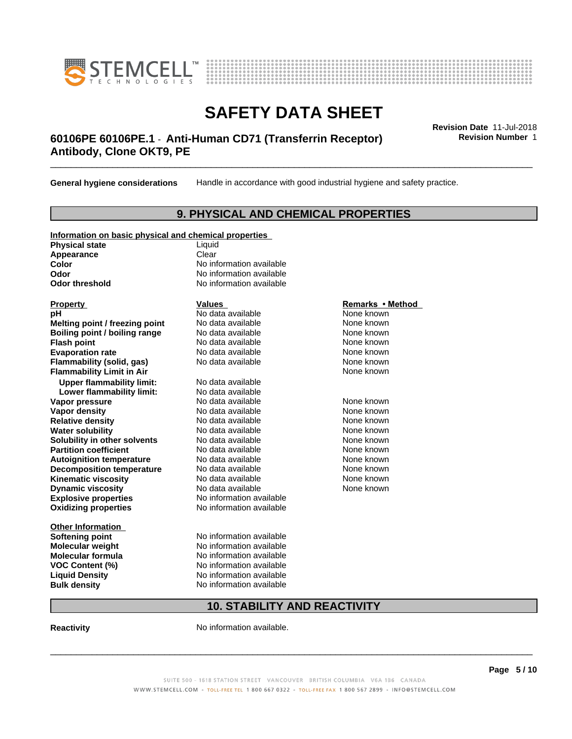**General hygiene considerations** Handle in accordance with good industrial hygiene and safety practice.

## 9. PHYSICAL AND CHEMICAL PROPERTIES

**Information on basic physical and chemical properties**

| | |
|---|---|
| **Physical state** | Liquid |
| **Appearance** | Clear |
| **Color** | No information available |
| **Odor** | No information available |
| **Odor threshold** | No information available |

| Property | Values | Remarks • Method |
|---|---|---|
| **pH** | No data available | None known |
| **Melting point / freezing point** | No data available | None known |
| **Boiling point / boiling range** | No data available | None known |
| **Flash point** | No data available | None known |
| **Evaporation rate** | No data available | None known |
| **Flammability (solid, gas)** | No data available | None known |
| **Flammability Limit in Air** | | None known |
| **Upper flammability limit:** | No data available | |
| **Lower flammability limit:** | No data available | |
| **Vapor pressure** | No data available | None known |
| **Vapor density** | No data available | None known |
| **Relative density** | No data available | None known |
| **Water solubility** | No data available | None known |
| **Solubility in other solvents** | No data available | None known |
| **Partition coefficient** | No data available | None known |
| **Autoignition temperature** | No data available | None known |
| **Decomposition temperature** | No data available | None known |
| **Kinematic viscosity** | No data available | None known |
| **Dynamic viscosity** | No data available | None known |
| **Explosive properties** | No information available | |
| **Oxidizing properties** | No information available | |

**Other Information**

| | |
|---|---|
| **Softening point** | No information available |
| **Molecular weight** | No information available |
| **Molecular formula** | No information available |
| **VOC Content (%)** | No information available |
| **Liquid Density** | No information available |
| **Bulk density** | No information available |

## 10. STABILITY AND REACTIVITY

**Reactivity** No information available.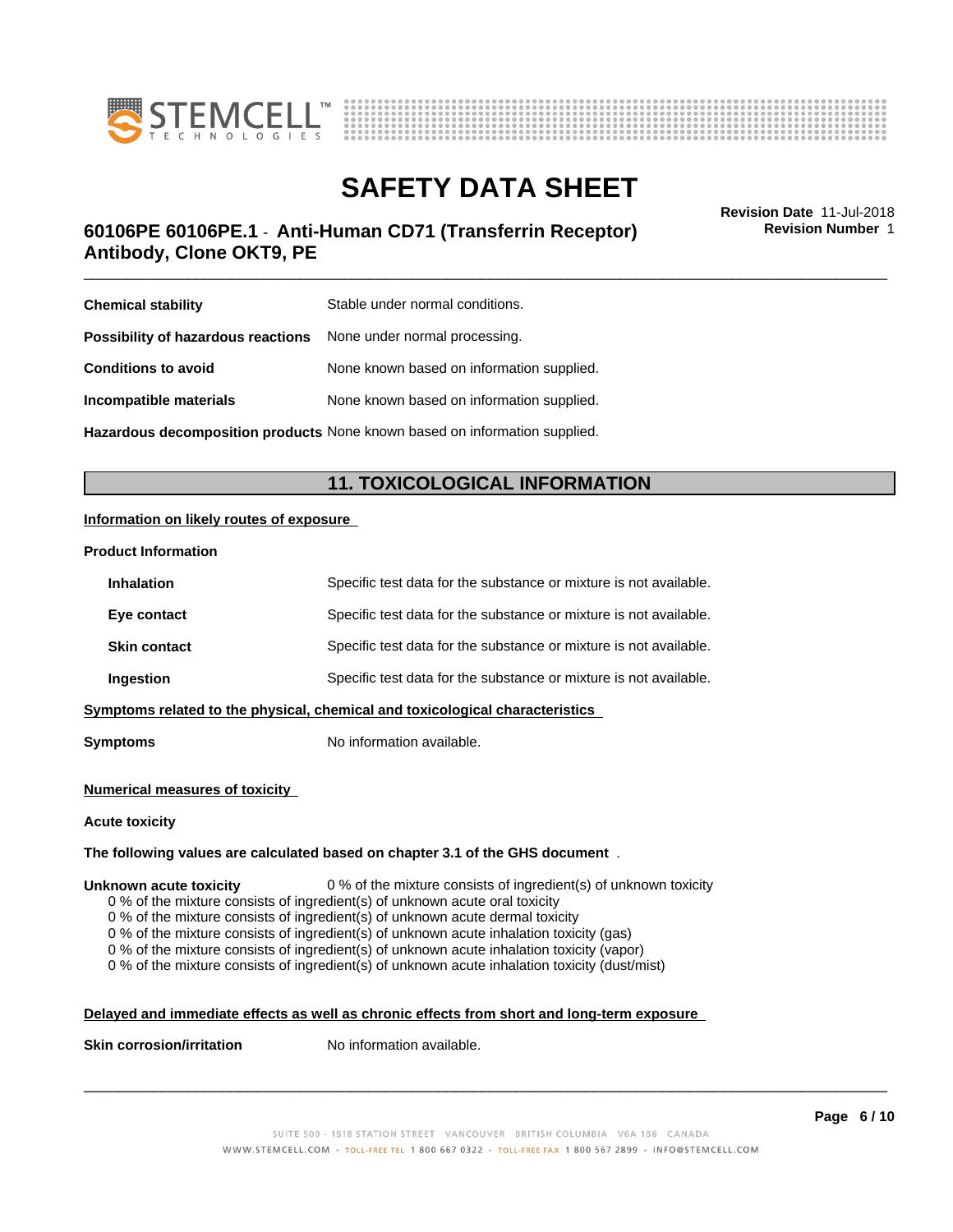| | |
|---|---|
| **Chemical stability** | Stable under normal conditions. |
| **Possibility of hazardous reactions** | None under normal processing. |
| **Conditions to avoid** | None known based on information supplied. |
| **Incompatible materials** | None known based on information supplied. |
| **Hazardous decomposition products** | None known based on information supplied. |

## 11. TOXICOLOGICAL INFORMATION

**Information on likely routes of exposure**

**Product Information**

| | |
|---|---|
| **Inhalation** | Specific test data for the substance or mixture is not available. |
| **Eye contact** | Specific test data for the substance or mixture is not available. |
| **Skin contact** | Specific test data for the substance or mixture is not available. |
| **Ingestion** | Specific test data for the substance or mixture is not available. |

**Symptoms related to the physical, chemical and toxicological characteristics**

**Symptoms** No information available.

**Numerical measures of toxicity**

**Acute toxicity**

**The following values are calculated based on chapter 3.1 of the GHS document** .

**Unknown acute toxicity** 0 % of the mixture consists of ingredient(s) of unknown toxicity

0 % of the mixture consists of ingredient(s) of unknown acute oral toxicity
0 % of the mixture consists of ingredient(s) of unknown acute dermal toxicity
0 % of the mixture consists of ingredient(s) of unknown acute inhalation toxicity (gas)
0 % of the mixture consists of ingredient(s) of unknown acute inhalation toxicity (vapor)
0 % of the mixture consists of ingredient(s) of unknown acute inhalation toxicity (dust/mist)

**Delayed and immediate effects as well as chronic effects from short and long-term exposure**

**Skin corrosion/irritation** No information available.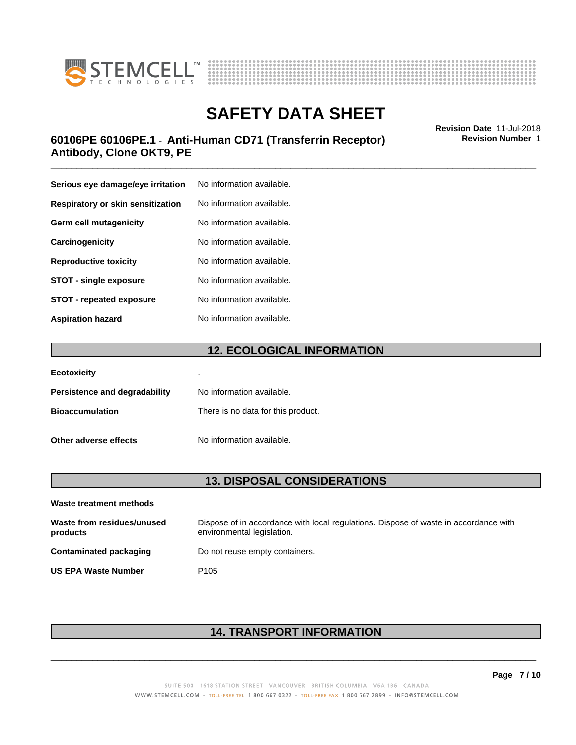| | |
|---|---|
| **Serious eye damage/eye irritation** | No information available. |
| **Respiratory or skin sensitization** | No information available. |
| **Germ cell mutagenicity** | No information available. |
| **Carcinogenicity** | No information available. |
| **Reproductive toxicity** | No information available. |
| **STOT - single exposure** | No information available. |
| **STOT - repeated exposure** | No information available. |
| **Aspiration hazard** | No information available. |

## 12. ECOLOGICAL INFORMATION

| | |
|---|---|
| **Ecotoxicity** | . |
| **Persistence and degradability** | No information available. |
| **Bioaccumulation** | There is no data for this product. |
| **Other adverse effects** | No information available. |

## 13. DISPOSAL CONSIDERATIONS

**Waste treatment methods**

| | |
|---|---|
| **Waste from residues/unused products** | Dispose of in accordance with local regulations. Dispose of waste in accordance with environmental legislation. |
| **Contaminated packaging** | Do not reuse empty containers. |
| **US EPA Waste Number** | P105 |

## 14. TRANSPORT INFORMATION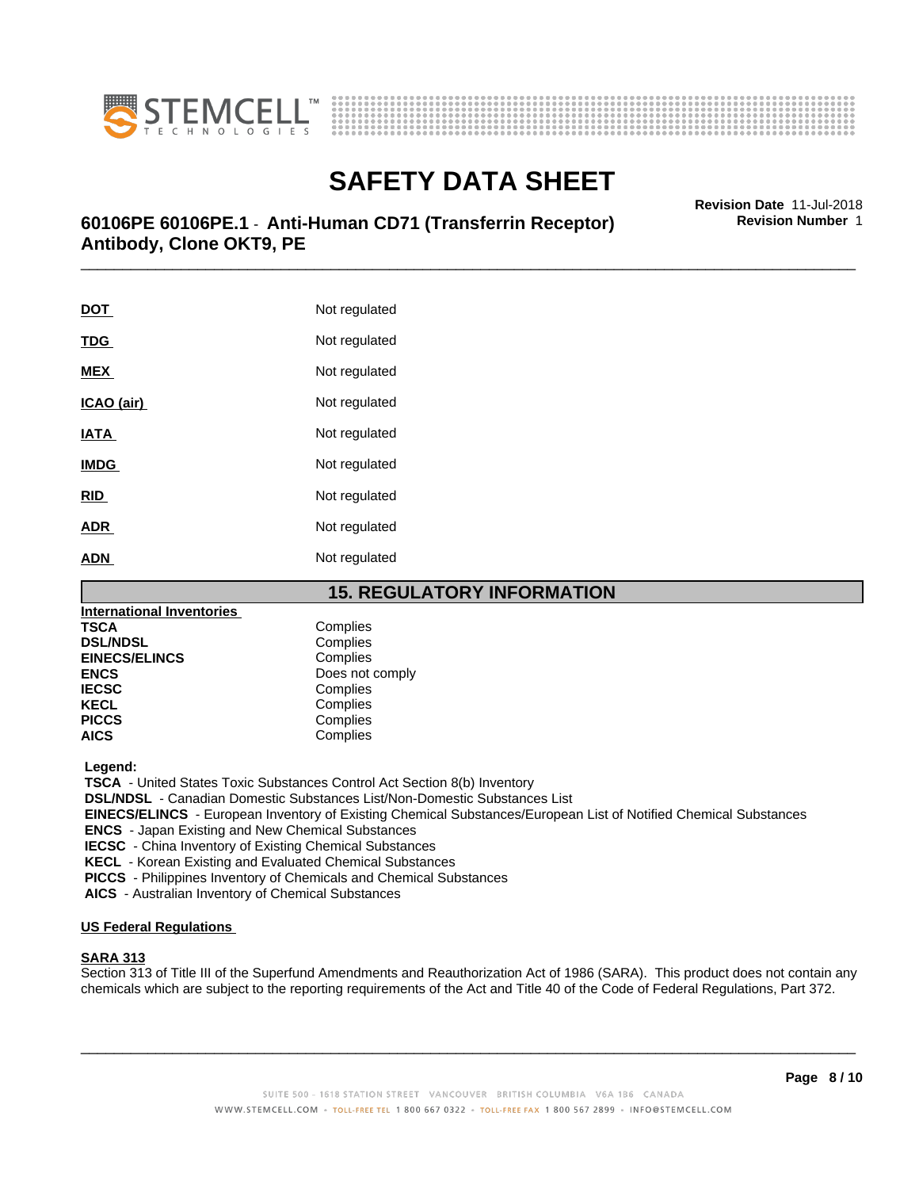| | |
|---|---|
| **DOT** | Not regulated |
| **TDG** | Not regulated |
| **MEX** | Not regulated |
| **ICAO (air)** | Not regulated |
| **IATA** | Not regulated |
| **IMDG** | Not regulated |
| **RID** | Not regulated |
| **ADR** | Not regulated |
| **ADN** | Not regulated |

## 15. REGULATORY INFORMATION

**International Inventories**

| | |
|---|---|
| **TSCA** | Complies |
| **DSL/NDSL** | Complies |
| **EINECS/ELINCS** | Complies |
| **ENCS** | Does not comply |
| **IECSC** | Complies |
| **KECL** | Complies |
| **PICCS** | Complies |
| **AICS** | Complies |

**Legend:**
**TSCA** - United States Toxic Substances Control Act Section 8(b) Inventory
**DSL/NDSL** - Canadian Domestic Substances List/Non-Domestic Substances List
**EINECS/ELINCS** - European Inventory of Existing Chemical Substances/European List of Notified Chemical Substances
**ENCS** - Japan Existing and New Chemical Substances
**IECSC** - China Inventory of Existing Chemical Substances
**KECL** - Korean Existing and Evaluated Chemical Substances
**PICCS** - Philippines Inventory of Chemicals and Chemical Substances
**AICS** - Australian Inventory of Chemical Substances

**US Federal Regulations**

**SARA 313**
Section 313 of Title III of the Superfund Amendments and Reauthorization Act of 1986 (SARA). This product does not contain any chemicals which are subject to the reporting requirements of the Act and Title 40 of the Code of Federal Regulations, Part 372.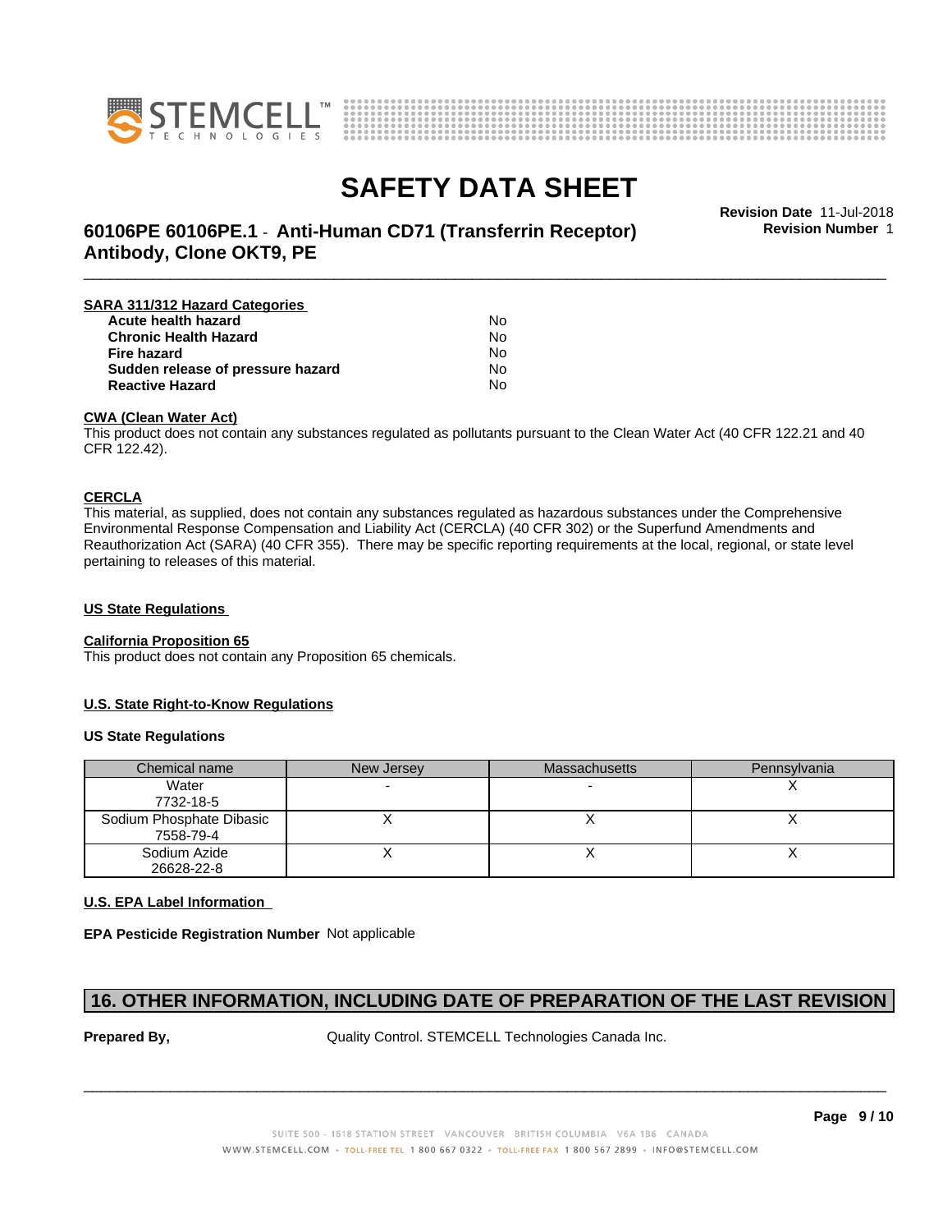**SARA 311/312 Hazard Categories**

| | |
|---|---|
| **Acute health hazard** | No |
| **Chronic Health Hazard** | No |
| **Fire hazard** | No |
| **Sudden release of pressure hazard** | No |
| **Reactive Hazard** | No |

**CWA (Clean Water Act)**

This product does not contain any substances regulated as pollutants pursuant to the Clean Water Act (40 CFR 122.21 and 40 CFR 122.42).

**CERCLA**

This material, as supplied, does not contain any substances regulated as hazardous substances under the Comprehensive Environmental Response Compensation and Liability Act (CERCLA) (40 CFR 302) or the Superfund Amendments and Reauthorization Act (SARA) (40 CFR 355). There may be specific reporting requirements at the local, regional, or state level pertaining to releases of this material.

**US State Regulations**

**California Proposition 65**

This product does not contain any Proposition 65 chemicals.

**U.S. State Right-to-Know Regulations**

**US State Regulations**

| Chemical name | New Jersey | Massachusetts | Pennsylvania |
|---|---|---|---|
| Water 7732-18-5 | - | - | X |
| Sodium Phosphate Dibasic 7558-79-4 | X | X | X |
| Sodium Azide 26628-22-8 | X | X | X |

**U.S. EPA Label Information**

**EPA Pesticide Registration Number** Not applicable

## 16. OTHER INFORMATION, INCLUDING DATE OF PREPARATION OF THE LAST REVISION

**Prepared By,** Quality Control. STEMCELL Technologies Canada Inc.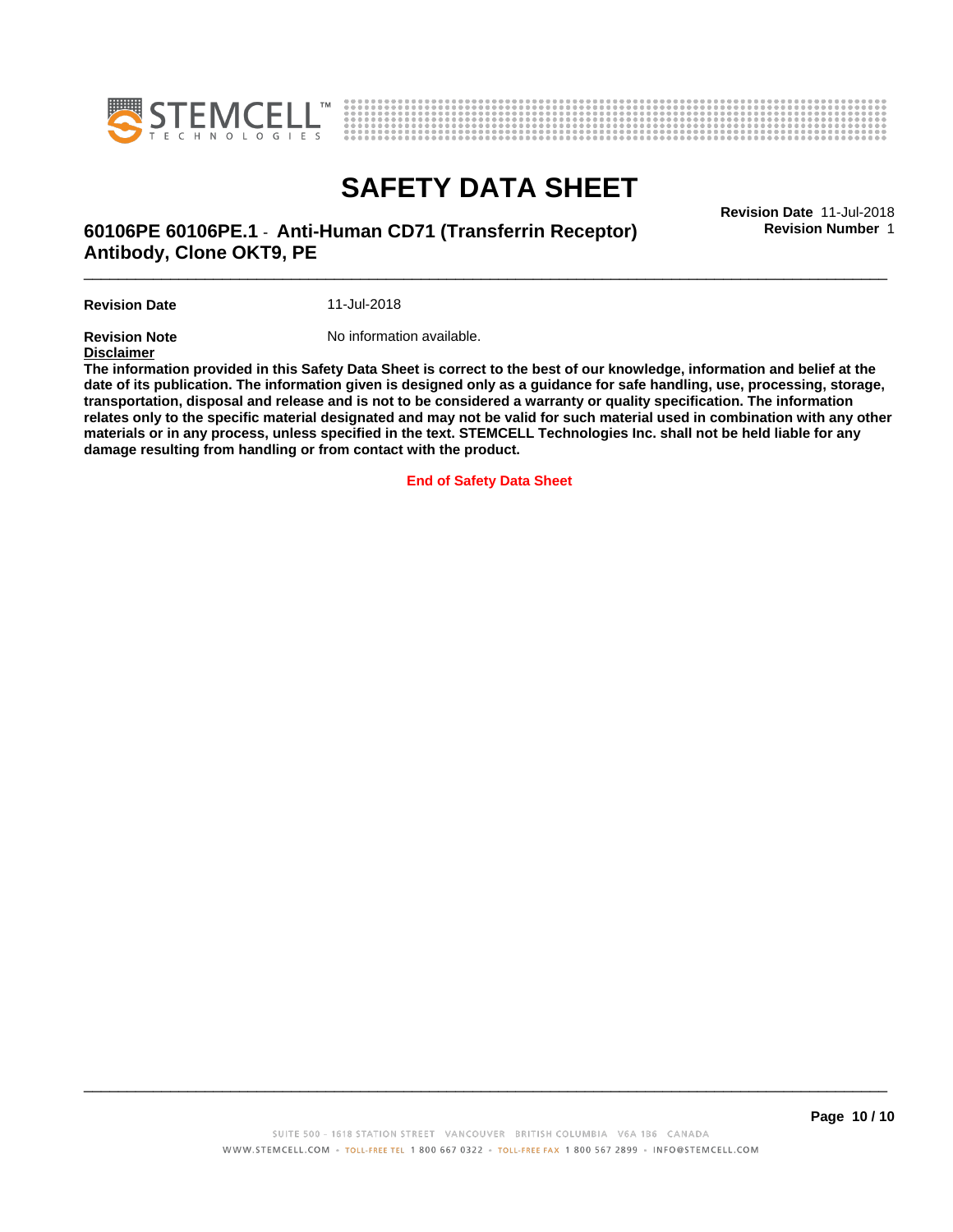# SAFETY DATA SHEET

**60106PE 60106PE.1 - Anti-Human CD71 (Transferrin Receptor) Antibody, Clone OKT9, PE**

**Revision Date** 11-Jul-2018
**Revision Number** 1

**Revision Date** 11-Jul-2018

**Revision Note** No information available.

**Disclaimer**

**The information provided in this Safety Data Sheet is correct to the best of our knowledge, information and belief at the date of its publication. The information given is designed only as a guidance for safe handling, use, processing, storage, transportation, disposal and release and is not to be considered a warranty or quality specification. The information relates only to the specific material designated and may not be valid for such material used in combination with any other materials or in any process, unless specified in the text. STEMCELL Technologies Inc. shall not be held liable for any damage resulting from handling or from contact with the product.**

**End of Safety Data Sheet**